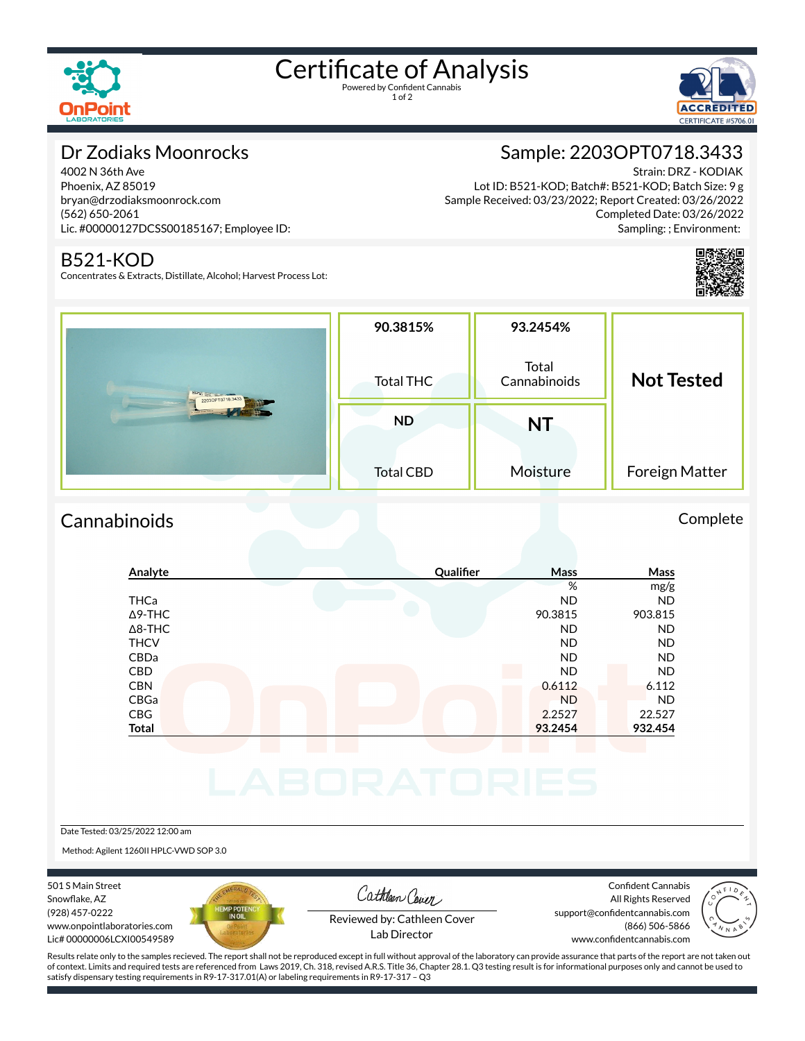# Certificate of Analysis

Powered by Confident Cannabis

## Dr Zodiaks Moonrocks

4002 N 36th Ave
Phoenix, AZ 85019
bryan@drzodiaksmoonrock.com
(562) 650-2061
Lic. #00000127DCSS00185167; Employee ID:

## Sample: 2203OPT0718.3433

Strain: DRZ - KODIAK
Lot ID: B521-KOD; Batch#: B521-KOD; Batch Size: 9 g
Sample Received: 03/23/2022; Report Created: 03/26/2022
Completed Date: 03/26/2022
Sampling: ; Environment:

## B521-KOD

Concentrates & Extracts, Distillate, Alcohol; Harvest Process Lot:

| | | |
|---|---|---|
| **90.3815%** Total THC | **93.2454%** Total Cannabinoids | **Not Tested** Foreign Matter |
| **ND** Total CBD | **NT** Moisture | |

## Cannabinoids

Complete

| Analyte | Qualifier | Mass % | Mass mg/g |
|---|---|---|---|
| THCa | | ND | ND |
| Δ9-THC | | 90.3815 | 903.815 |
| Δ8-THC | | ND | ND |
| THCV | | ND | ND |
| CBDa | | ND | ND |
| CBD | | ND | ND |
| CBN | | 0.6112 | 6.112 |
| CBGa | | ND | ND |
| CBG | | 2.2527 | 22.527 |
| **Total** | | **93.2454** | **932.454** |

Date Tested: 03/25/2022 12:00 am

Method: Agilent 1260II HPLC-VWD SOP 3.0

501 S Main Street
Snowflake, AZ
(928) 457-0222
www.onpointlaboratories.com
Lic# 00000006LCXI00549589

Reviewed by: Cathleen Cover
Lab Director

Confident Cannabis
All Rights Reserved
support@confidentcannabis.com
(866) 506-5866
www.confidentcannabis.com

Results relate only to the samples recieved. The report shall not be reproduced except in full without approval of the laboratory can provide assurance that parts of the report are not taken out of context. Limits and required tests are referenced from Laws 2019, Ch. 318, revised A.R.S. Title 36, Chapter 28.1. Q3 testing result is for informational purposes only and cannot be used to satisfy dispensary testing requirements in R9-17-317.01(A) or labeling requirements in R9-17-317 – Q3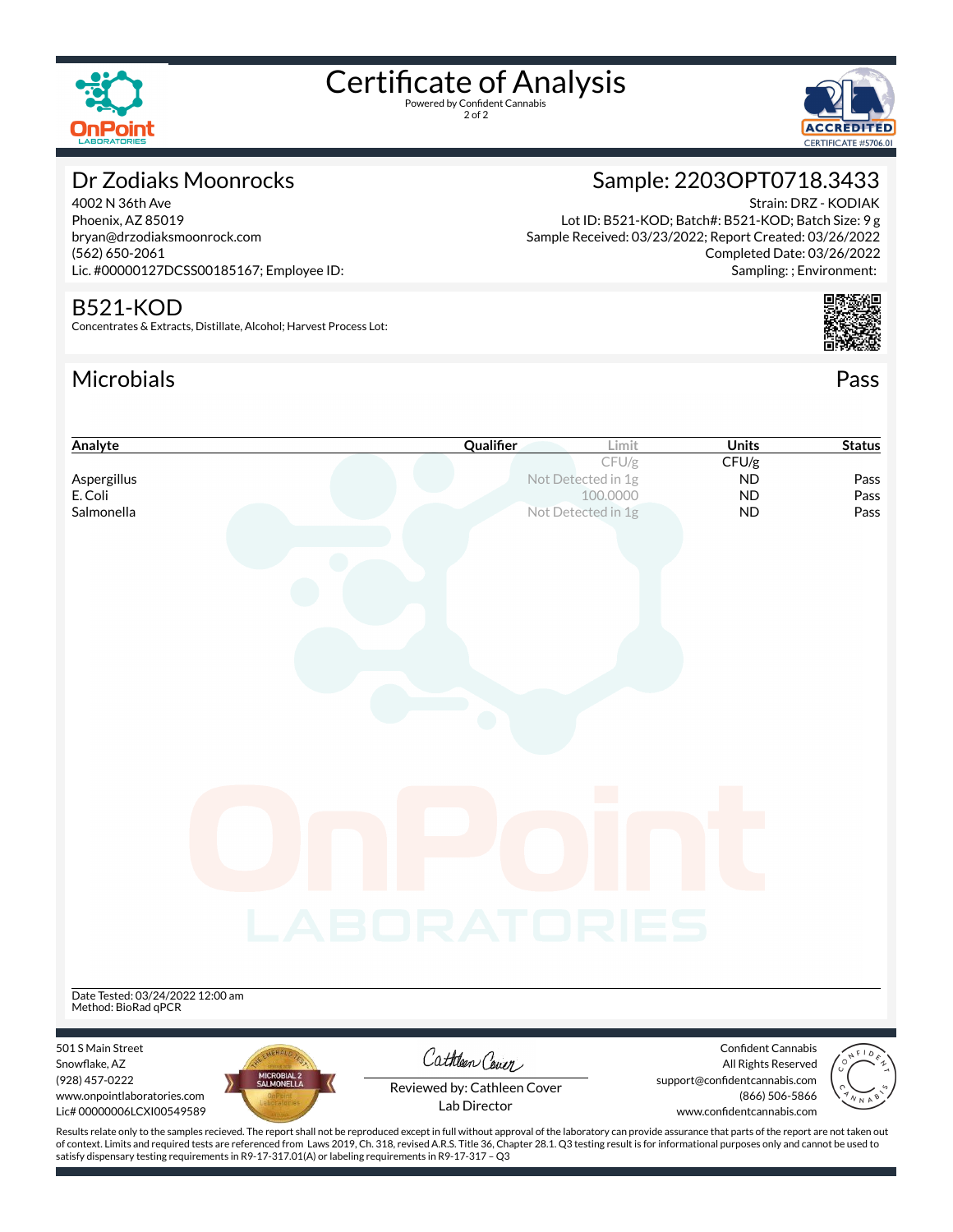# Certificate of Analysis

Powered by Confident Cannabis

## Dr Zodiaks Moonrocks

4002 N 36th Ave
Phoenix, AZ 85019
bryan@drzodiaksmoonrock.com
(562) 650-2061
Lic. #00000127DCSS00185167; Employee ID:

## Sample: 2203OPT0718.3433

Strain: DRZ - KODIAK
Lot ID: B521-KOD; Batch#: B521-KOD; Batch Size: 9 g
Sample Received: 03/23/2022; Report Created: 03/26/2022
Completed Date: 03/26/2022
Sampling: ; Environment:

## B521-KOD

Concentrates & Extracts, Distillate, Alcohol; Harvest Process Lot:

## Microbials

Pass

| Analyte | Qualifier | Limit | Units | Status |
|---|---|---|---|---|
| | | CFU/g | CFU/g | |
| Aspergillus | | Not Detected in 1g | ND | Pass |
| E. Coli | | 100.0000 | ND | Pass |
| Salmonella | | Not Detected in 1g | ND | Pass |

Date Tested: 03/24/2022 12:00 am
Method: BioRad qPCR

501 S Main Street
Snowflake, AZ
(928) 457-0222
www.onpointlaboratories.com
Lic# 00000006LCXI00549589

Reviewed by: Cathleen Cover
Lab Director

Confident Cannabis
All Rights Reserved
support@confidentcannabis.com
(866) 506-5866
www.confidentcannabis.com

Results relate only to the samples recieved. The report shall not be reproduced except in full without approval of the laboratory can provide assurance that parts of the report are not taken out of context. Limits and required tests are referenced from Laws 2019, Ch. 318, revised A.R.S. Title 36, Chapter 28.1. Q3 testing result is for informational purposes only and cannot be used to satisfy dispensary testing requirements in R9-17-317.01(A) or labeling requirements in R9-17-317 – Q3